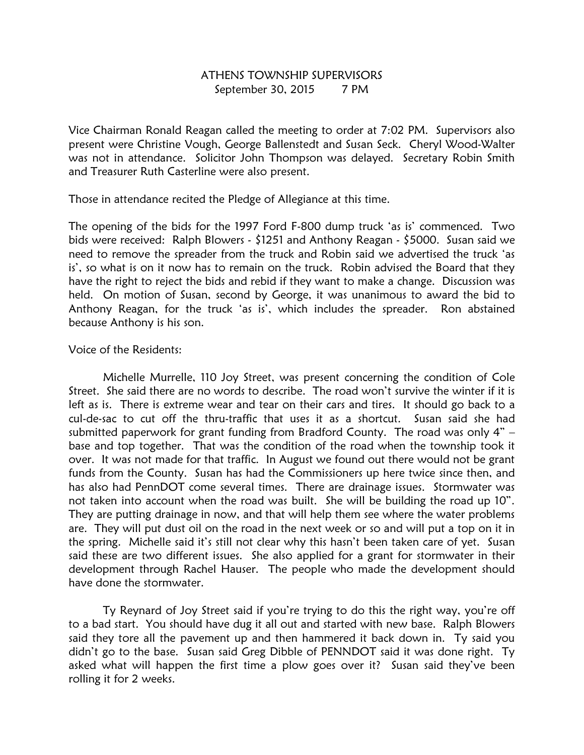# ATHENS TOWNSHIP SUPERVISORS

September 30, 2015        7 PM

Vice Chairman Ronald Reagan called the meeting to order at 7:02 PM. Supervisors also present were Christine Vough, George Ballenstedt and Susan Seck. Cheryl Wood-Walter was not in attendance. Solicitor John Thompson was delayed. Secretary Robin Smith and Treasurer Ruth Casterline were also present.

Those in attendance recited the Pledge of Allegiance at this time.

The opening of the bids for the 1997 Ford F-800 dump truck 'as is' commenced. Two bids were received: Ralph Blowers - $1251 and Anthony Reagan - $5000. Susan said we need to remove the spreader from the truck and Robin said we advertised the truck 'as is', so what is on it now has to remain on the truck. Robin advised the Board that they have the right to reject the bids and rebid if they want to make a change. Discussion was held. On motion of Susan, second by George, it was unanimous to award the bid to Anthony Reagan, for the truck 'as is', which includes the spreader. Ron abstained because Anthony is his son.

Voice of the Residents:

Michelle Murrelle, 110 Joy Street, was present concerning the condition of Cole Street. She said there are no words to describe. The road won't survive the winter if it is left as is. There is extreme wear and tear on their cars and tires. It should go back to a cul-de-sac to cut off the thru-traffic that uses it as a shortcut. Susan said she had submitted paperwork for grant funding from Bradford County. The road was only 4" – base and top together. That was the condition of the road when the township took it over. It was not made for that traffic. In August we found out there would not be grant funds from the County. Susan has had the Commissioners up here twice since then, and has also had PennDOT come several times. There are drainage issues. Stormwater was not taken into account when the road was built. She will be building the road up 10". They are putting drainage in now, and that will help them see where the water problems are. They will put dust oil on the road in the next week or so and will put a top on it in the spring. Michelle said it's still not clear why this hasn't been taken care of yet. Susan said these are two different issues. She also applied for a grant for stormwater in their development through Rachel Hauser. The people who made the development should have done the stormwater.

Ty Reynard of Joy Street said if you're trying to do this the right way, you're off to a bad start. You should have dug it all out and started with new base. Ralph Blowers said they tore all the pavement up and then hammered it back down in. Ty said you didn't go to the base. Susan said Greg Dibble of PENNDOT said it was done right. Ty asked what will happen the first time a plow goes over it? Susan said they've been rolling it for 2 weeks.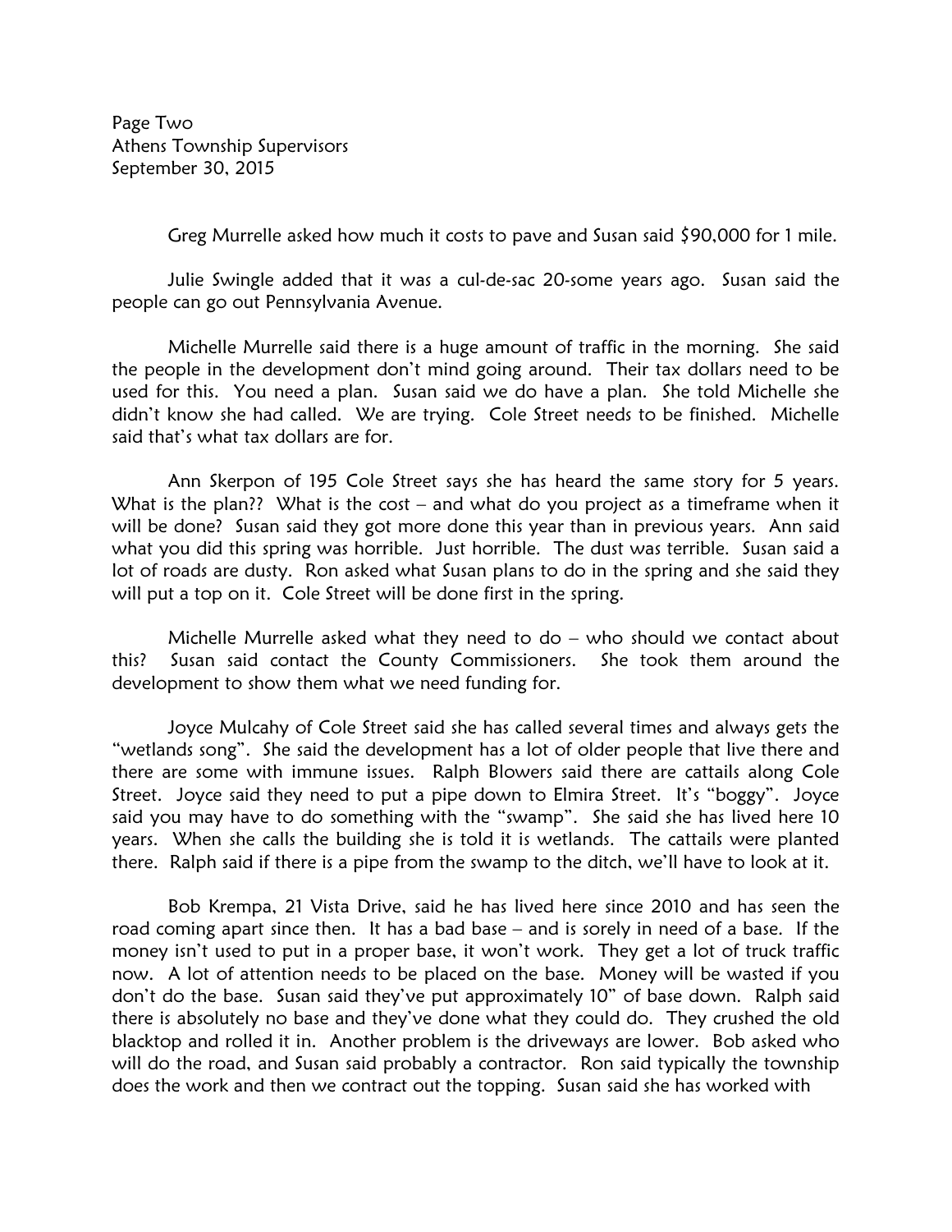Page Two
Athens Township Supervisors
September 30, 2015

Greg Murrelle asked how much it costs to pave and Susan said $90,000 for 1 mile.

Julie Swingle added that it was a cul-de-sac 20-some years ago. Susan said the people can go out Pennsylvania Avenue.

Michelle Murrelle said there is a huge amount of traffic in the morning. She said the people in the development don't mind going around. Their tax dollars need to be used for this. You need a plan. Susan said we do have a plan. She told Michelle she didn't know she had called. We are trying. Cole Street needs to be finished. Michelle said that's what tax dollars are for.

Ann Skerpon of 195 Cole Street says she has heard the same story for 5 years. What is the plan?? What is the cost – and what do you project as a timeframe when it will be done? Susan said they got more done this year than in previous years. Ann said what you did this spring was horrible. Just horrible. The dust was terrible. Susan said a lot of roads are dusty. Ron asked what Susan plans to do in the spring and she said they will put a top on it. Cole Street will be done first in the spring.

Michelle Murrelle asked what they need to do – who should we contact about this? Susan said contact the County Commissioners. She took them around the development to show them what we need funding for.

Joyce Mulcahy of Cole Street said she has called several times and always gets the "wetlands song". She said the development has a lot of older people that live there and there are some with immune issues. Ralph Blowers said there are cattails along Cole Street. Joyce said they need to put a pipe down to Elmira Street. It's "boggy". Joyce said you may have to do something with the "swamp". She said she has lived here 10 years. When she calls the building she is told it is wetlands. The cattails were planted there. Ralph said if there is a pipe from the swamp to the ditch, we'll have to look at it.

Bob Krempa, 21 Vista Drive, said he has lived here since 2010 and has seen the road coming apart since then. It has a bad base – and is sorely in need of a base. If the money isn't used to put in a proper base, it won't work. They get a lot of truck traffic now. A lot of attention needs to be placed on the base. Money will be wasted if you don't do the base. Susan said they've put approximately 10" of base down. Ralph said there is absolutely no base and they've done what they could do. They crushed the old blacktop and rolled it in. Another problem is the driveways are lower. Bob asked who will do the road, and Susan said probably a contractor. Ron said typically the township does the work and then we contract out the topping. Susan said she has worked with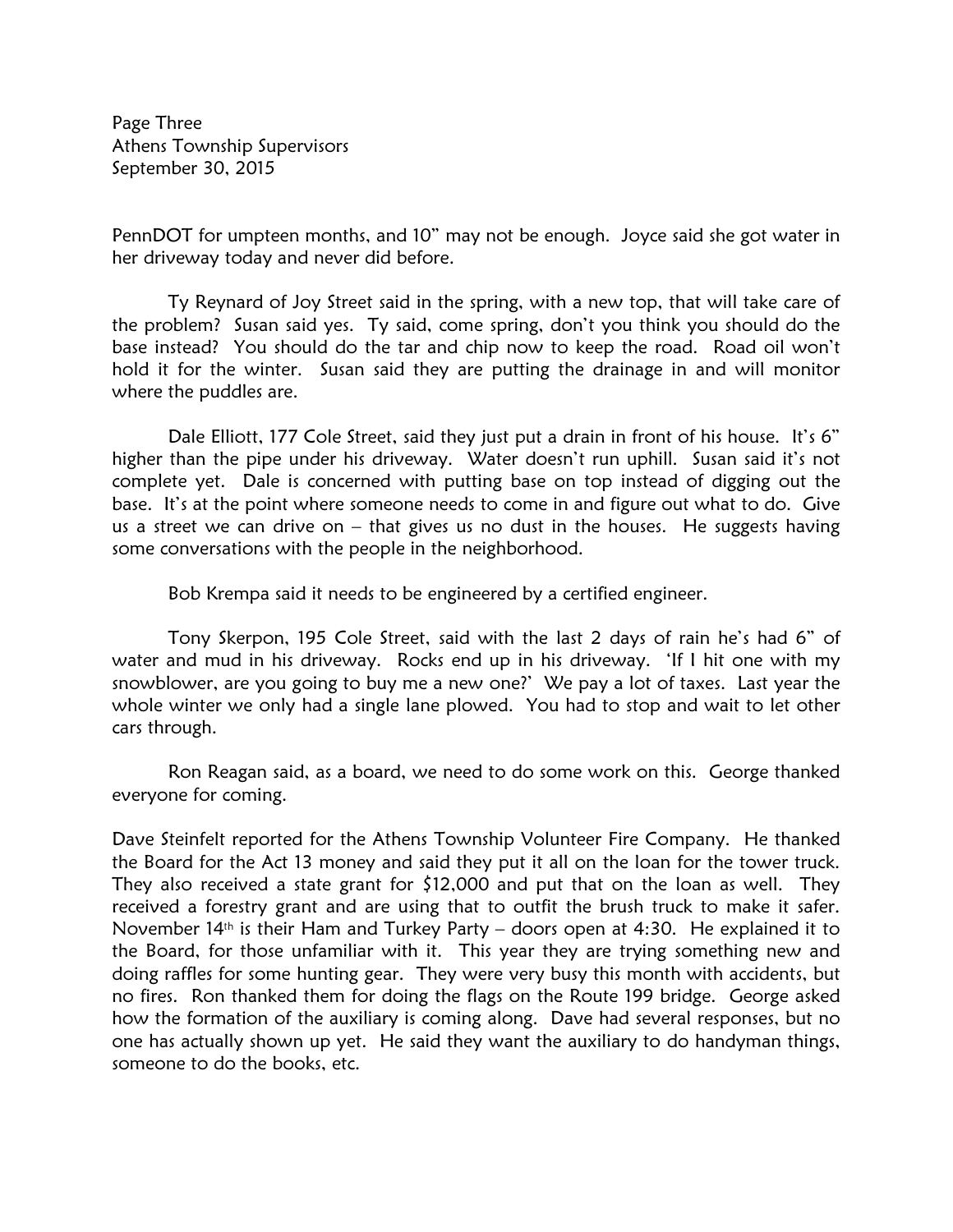PennDOT for umpteen months, and 10" may not be enough. Joyce said she got water in her driveway today and never did before.

Ty Reynard of Joy Street said in the spring, with a new top, that will take care of the problem? Susan said yes. Ty said, come spring, don't you think you should do the base instead? You should do the tar and chip now to keep the road. Road oil won't hold it for the winter. Susan said they are putting the drainage in and will monitor where the puddles are.

Dale Elliott, 177 Cole Street, said they just put a drain in front of his house. It's 6" higher than the pipe under his driveway. Water doesn't run uphill. Susan said it's not complete yet. Dale is concerned with putting base on top instead of digging out the base. It's at the point where someone needs to come in and figure out what to do. Give us a street we can drive on – that gives us no dust in the houses. He suggests having some conversations with the people in the neighborhood.

Bob Krempa said it needs to be engineered by a certified engineer.

Tony Skerpon, 195 Cole Street, said with the last 2 days of rain he's had 6" of water and mud in his driveway. Rocks end up in his driveway. 'If I hit one with my snowblower, are you going to buy me a new one?' We pay a lot of taxes. Last year the whole winter we only had a single lane plowed. You had to stop and wait to let other cars through.

Ron Reagan said, as a board, we need to do some work on this. George thanked everyone for coming.

Dave Steinfelt reported for the Athens Township Volunteer Fire Company. He thanked the Board for the Act 13 money and said they put it all on the loan for the tower truck. They also received a state grant for $12,000 and put that on the loan as well. They received a forestry grant and are using that to outfit the brush truck to make it safer. November 14th is their Ham and Turkey Party – doors open at 4:30. He explained it to the Board, for those unfamiliar with it. This year they are trying something new and doing raffles for some hunting gear. They were very busy this month with accidents, but no fires. Ron thanked them for doing the flags on the Route 199 bridge. George asked how the formation of the auxiliary is coming along. Dave had several responses, but no one has actually shown up yet. He said they want the auxiliary to do handyman things, someone to do the books, etc.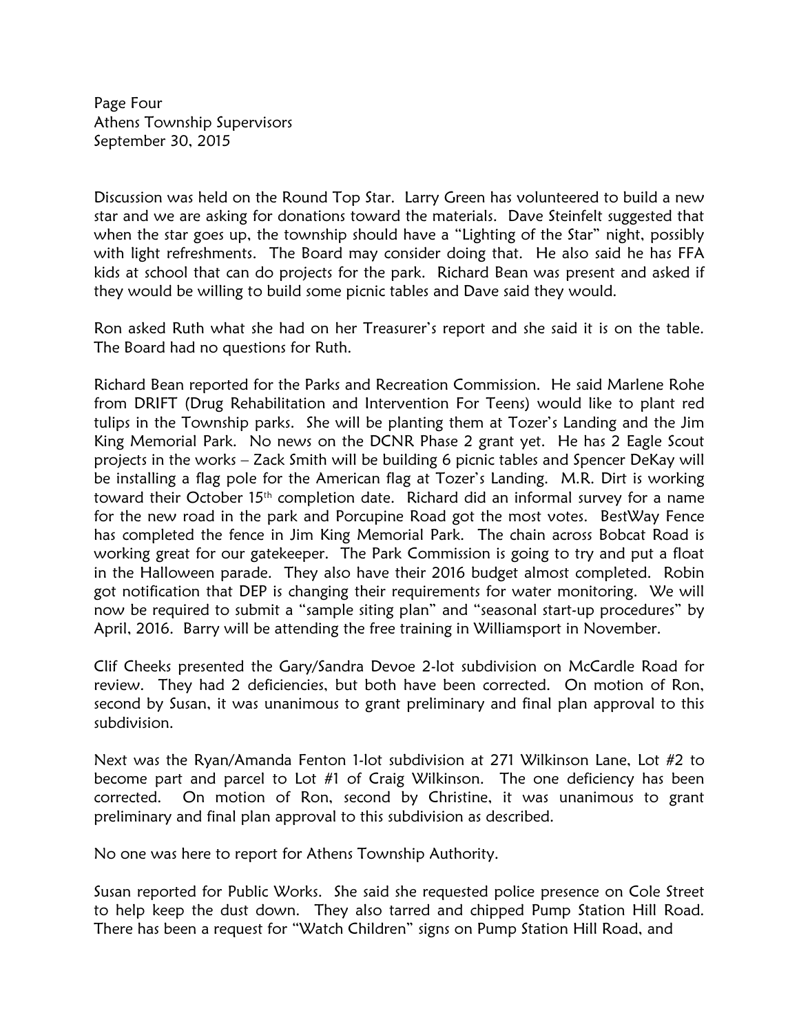Discussion was held on the Round Top Star. Larry Green has volunteered to build a new star and we are asking for donations toward the materials. Dave Steinfelt suggested that when the star goes up, the township should have a "Lighting of the Star" night, possibly with light refreshments. The Board may consider doing that. He also said he has FFA kids at school that can do projects for the park. Richard Bean was present and asked if they would be willing to build some picnic tables and Dave said they would.

Ron asked Ruth what she had on her Treasurer's report and she said it is on the table. The Board had no questions for Ruth.

Richard Bean reported for the Parks and Recreation Commission. He said Marlene Rohe from DRIFT (Drug Rehabilitation and Intervention For Teens) would like to plant red tulips in the Township parks. She will be planting them at Tozer's Landing and the Jim King Memorial Park. No news on the DCNR Phase 2 grant yet. He has 2 Eagle Scout projects in the works – Zack Smith will be building 6 picnic tables and Spencer DeKay will be installing a flag pole for the American flag at Tozer's Landing. M.R. Dirt is working toward their October 15th completion date. Richard did an informal survey for a name for the new road in the park and Porcupine Road got the most votes. BestWay Fence has completed the fence in Jim King Memorial Park. The chain across Bobcat Road is working great for our gatekeeper. The Park Commission is going to try and put a float in the Halloween parade. They also have their 2016 budget almost completed. Robin got notification that DEP is changing their requirements for water monitoring. We will now be required to submit a "sample siting plan" and "seasonal start-up procedures" by April, 2016. Barry will be attending the free training in Williamsport in November.

Clif Cheeks presented the Gary/Sandra Devoe 2-lot subdivision on McCardle Road for review. They had 2 deficiencies, but both have been corrected. On motion of Ron, second by Susan, it was unanimous to grant preliminary and final plan approval to this subdivision.

Next was the Ryan/Amanda Fenton 1-lot subdivision at 271 Wilkinson Lane, Lot #2 to become part and parcel to Lot #1 of Craig Wilkinson. The one deficiency has been corrected. On motion of Ron, second by Christine, it was unanimous to grant preliminary and final plan approval to this subdivision as described.

No one was here to report for Athens Township Authority.

Susan reported for Public Works. She said she requested police presence on Cole Street to help keep the dust down. They also tarred and chipped Pump Station Hill Road. There has been a request for "Watch Children" signs on Pump Station Hill Road, and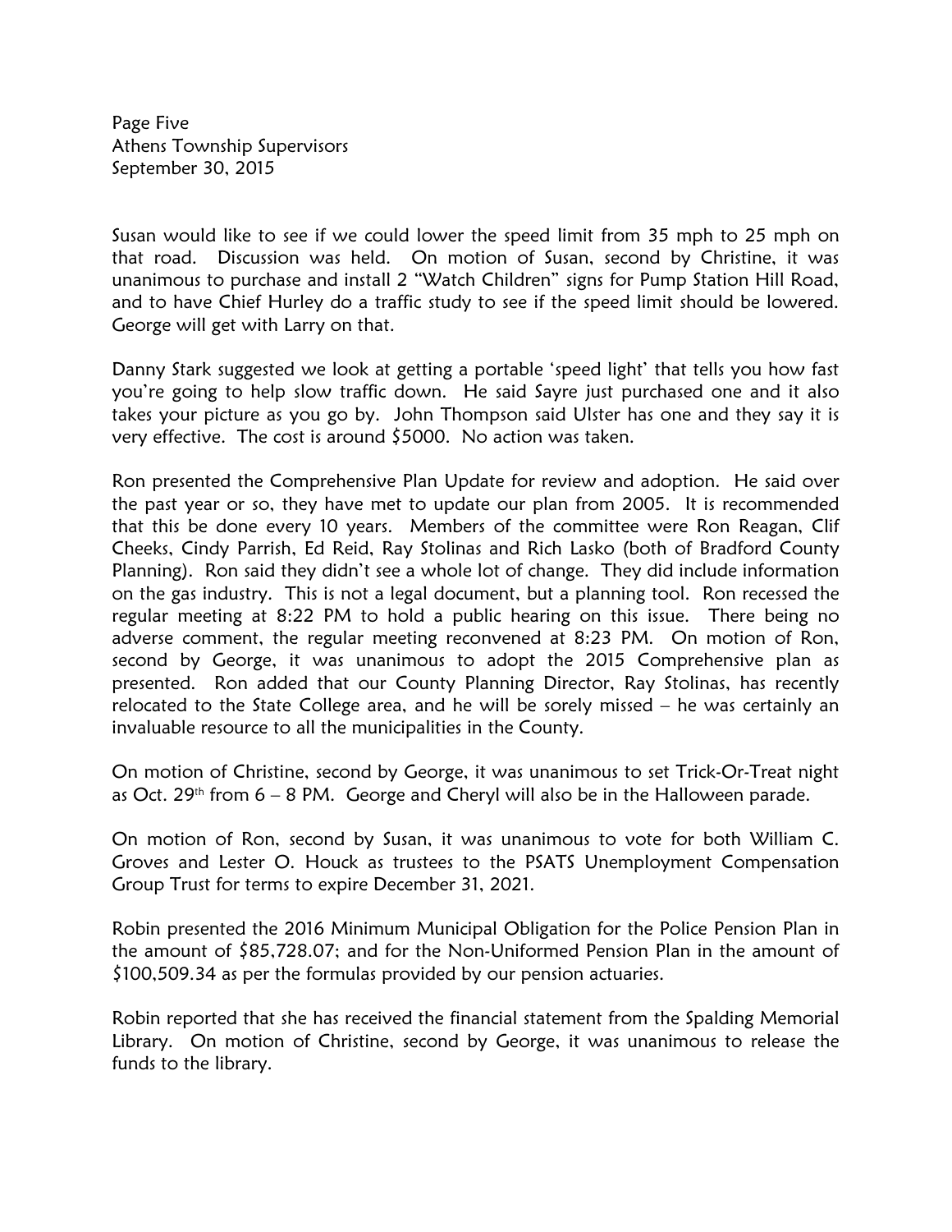Susan would like to see if we could lower the speed limit from 35 mph to 25 mph on that road. Discussion was held. On motion of Susan, second by Christine, it was unanimous to purchase and install 2 "Watch Children" signs for Pump Station Hill Road, and to have Chief Hurley do a traffic study to see if the speed limit should be lowered. George will get with Larry on that.

Danny Stark suggested we look at getting a portable 'speed light' that tells you how fast you're going to help slow traffic down. He said Sayre just purchased one and it also takes your picture as you go by. John Thompson said Ulster has one and they say it is very effective. The cost is around $5000. No action was taken.

Ron presented the Comprehensive Plan Update for review and adoption. He said over the past year or so, they have met to update our plan from 2005. It is recommended that this be done every 10 years. Members of the committee were Ron Reagan, Clif Cheeks, Cindy Parrish, Ed Reid, Ray Stolinas and Rich Lasko (both of Bradford County Planning). Ron said they didn't see a whole lot of change. They did include information on the gas industry. This is not a legal document, but a planning tool. Ron recessed the regular meeting at 8:22 PM to hold a public hearing on this issue. There being no adverse comment, the regular meeting reconvened at 8:23 PM. On motion of Ron, second by George, it was unanimous to adopt the 2015 Comprehensive plan as presented. Ron added that our County Planning Director, Ray Stolinas, has recently relocated to the State College area, and he will be sorely missed – he was certainly an invaluable resource to all the municipalities in the County.

On motion of Christine, second by George, it was unanimous to set Trick-Or-Treat night as Oct. 29th from 6 – 8 PM. George and Cheryl will also be in the Halloween parade.

On motion of Ron, second by Susan, it was unanimous to vote for both William C. Groves and Lester O. Houck as trustees to the PSATS Unemployment Compensation Group Trust for terms to expire December 31, 2021.

Robin presented the 2016 Minimum Municipal Obligation for the Police Pension Plan in the amount of $85,728.07; and for the Non-Uniformed Pension Plan in the amount of $100,509.34 as per the formulas provided by our pension actuaries.

Robin reported that she has received the financial statement from the Spalding Memorial Library. On motion of Christine, second by George, it was unanimous to release the funds to the library.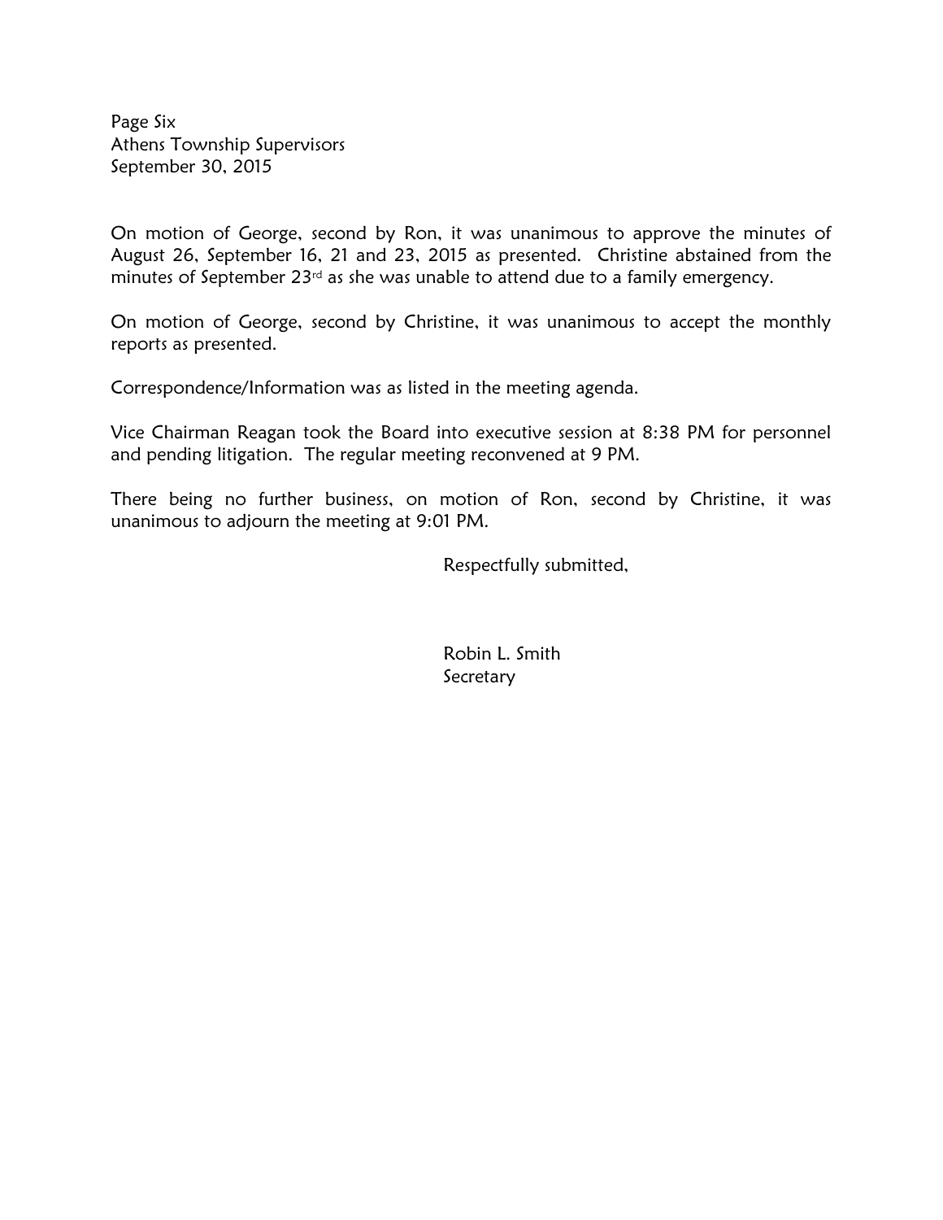On motion of George, second by Ron, it was unanimous to approve the minutes of August 26, September 16, 21 and 23, 2015 as presented. Christine abstained from the minutes of September 23rd as she was unable to attend due to a family emergency.

On motion of George, second by Christine, it was unanimous to accept the monthly reports as presented.

Correspondence/Information was as listed in the meeting agenda.

Vice Chairman Reagan took the Board into executive session at 8:38 PM for personnel and pending litigation. The regular meeting reconvened at 9 PM.

There being no further business, on motion of Ron, second by Christine, it was unanimous to adjourn the meeting at 9:01 PM.

Respectfully submitted,

Robin L. Smith
Secretary